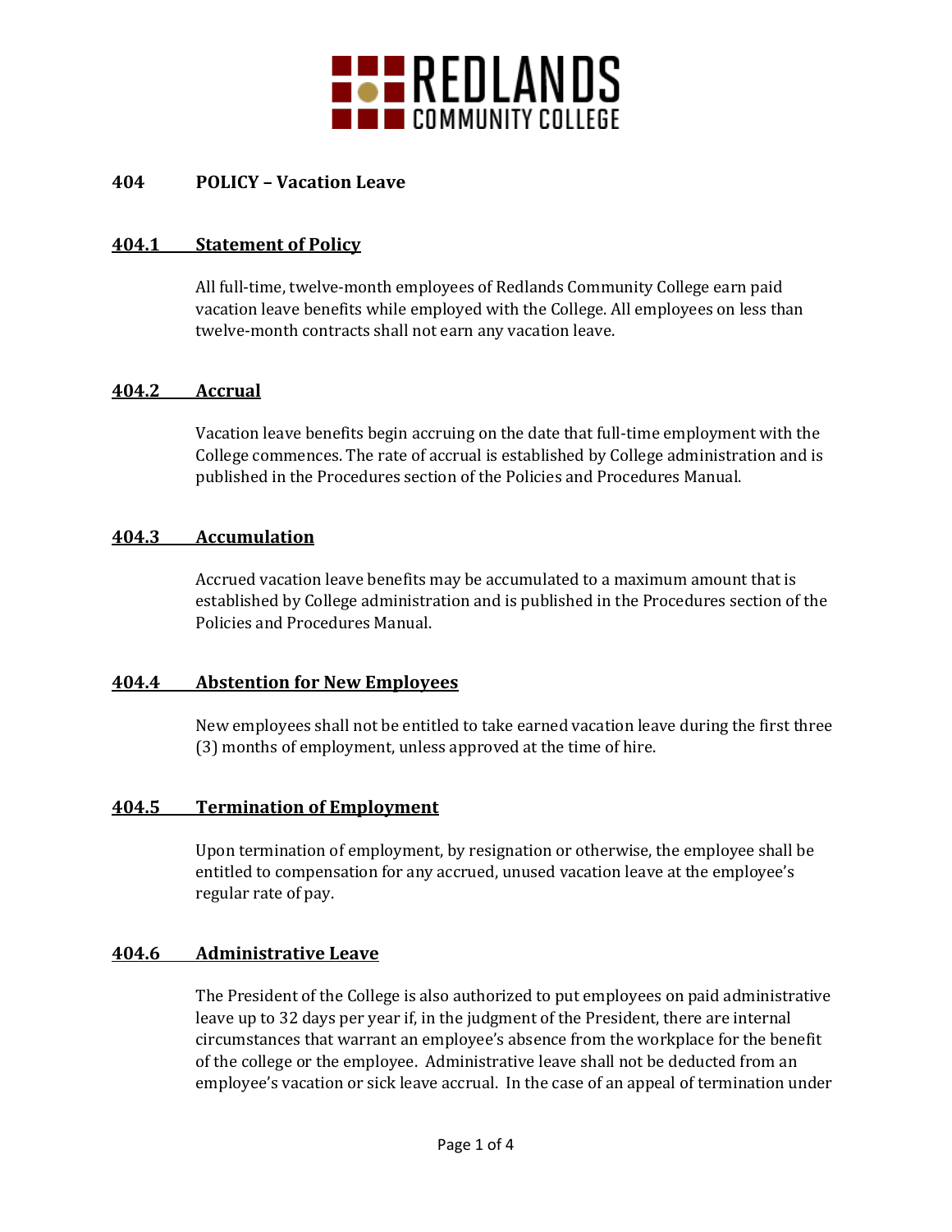# 404 POLICY – Vacation Leave

## 404.1 Statement of Policy

All full-time, twelve-month employees of Redlands Community College earn paid vacation leave benefits while employed with the College. All employees on less than twelve-month contracts shall not earn any vacation leave.

## 404.2 Accrual

Vacation leave benefits begin accruing on the date that full-time employment with the College commences. The rate of accrual is established by College administration and is published in the Procedures section of the Policies and Procedures Manual.

## 404.3 Accumulation

Accrued vacation leave benefits may be accumulated to a maximum amount that is established by College administration and is published in the Procedures section of the Policies and Procedures Manual.

## 404.4 Abstention for New Employees

New employees shall not be entitled to take earned vacation leave during the first three (3) months of employment, unless approved at the time of hire.

## 404.5 Termination of Employment

Upon termination of employment, by resignation or otherwise, the employee shall be entitled to compensation for any accrued, unused vacation leave at the employee's regular rate of pay.

## 404.6 Administrative Leave

The President of the College is also authorized to put employees on paid administrative leave up to 32 days per year if, in the judgment of the President, there are internal circumstances that warrant an employee's absence from the workplace for the benefit of the college or the employee. Administrative leave shall not be deducted from an employee's vacation or sick leave accrual. In the case of an appeal of termination under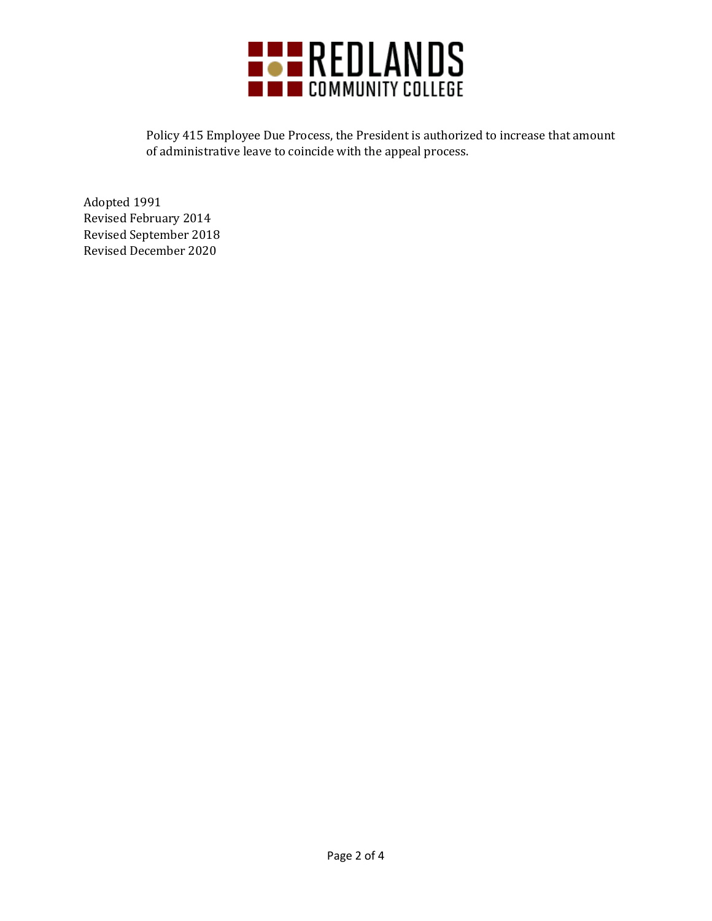Policy 415 Employee Due Process, the President is authorized to increase that amount of administrative leave to coincide with the appeal process.

Adopted 1991
Revised February 2014
Revised September 2018
Revised December 2020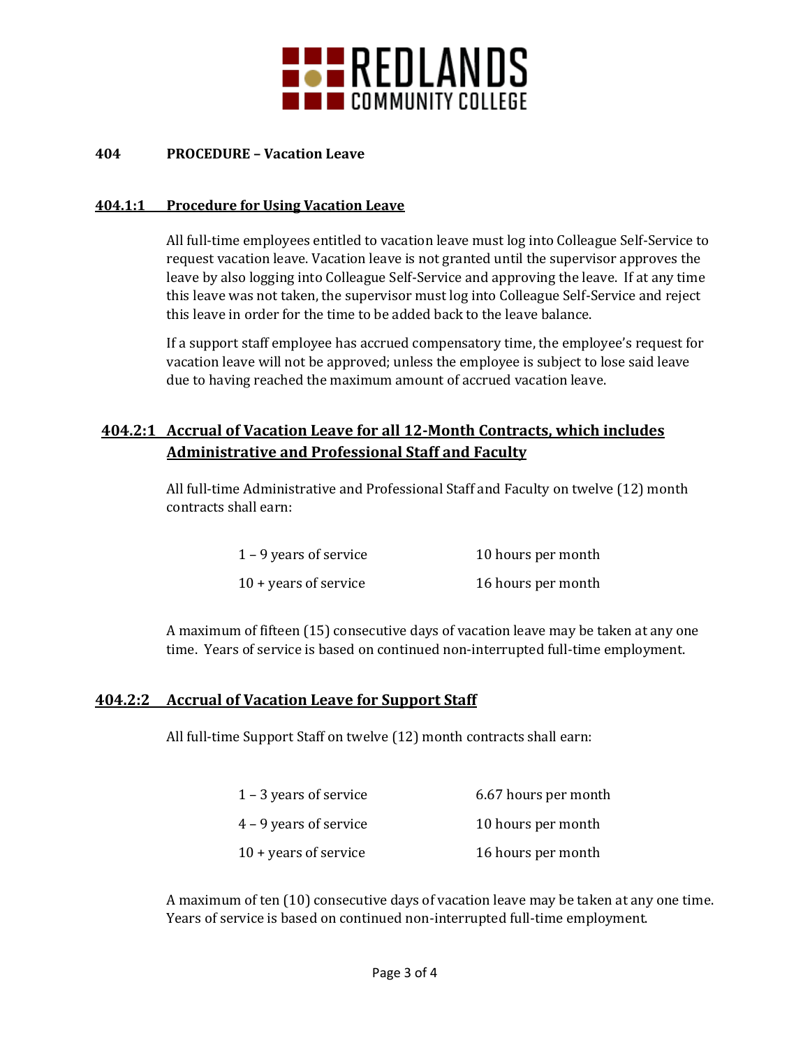# REDLANDS COMMUNITY COLLEGE

## 404 PROCEDURE – Vacation Leave

### 404.1:1 Procedure for Using Vacation Leave

All full-time employees entitled to vacation leave must log into Colleague Self-Service to request vacation leave. Vacation leave is not granted until the supervisor approves the leave by also logging into Colleague Self-Service and approving the leave. If at any time this leave was not taken, the supervisor must log into Colleague Self-Service and reject this leave in order for the time to be added back to the leave balance.

If a support staff employee has accrued compensatory time, the employee's request for vacation leave will not be approved; unless the employee is subject to lose said leave due to having reached the maximum amount of accrued vacation leave.

### 404.2:1 Accrual of Vacation Leave for all 12-Month Contracts, which includes Administrative and Professional Staff and Faculty

All full-time Administrative and Professional Staff and Faculty on twelve (12) month contracts shall earn:

| Years of service | Hours |
|---|---|
| 1 – 9 years of service | 10 hours per month |
| 10 + years of service | 16 hours per month |

A maximum of fifteen (15) consecutive days of vacation leave may be taken at any one time. Years of service is based on continued non-interrupted full-time employment.

### 404.2:2 Accrual of Vacation Leave for Support Staff

All full-time Support Staff on twelve (12) month contracts shall earn:

| Years of service | Hours |
|---|---|
| 1 – 3 years of service | 6.67 hours per month |
| 4 – 9 years of service | 10 hours per month |
| 10 + years of service | 16 hours per month |

A maximum of ten (10) consecutive days of vacation leave may be taken at any one time. Years of service is based on continued non-interrupted full-time employment.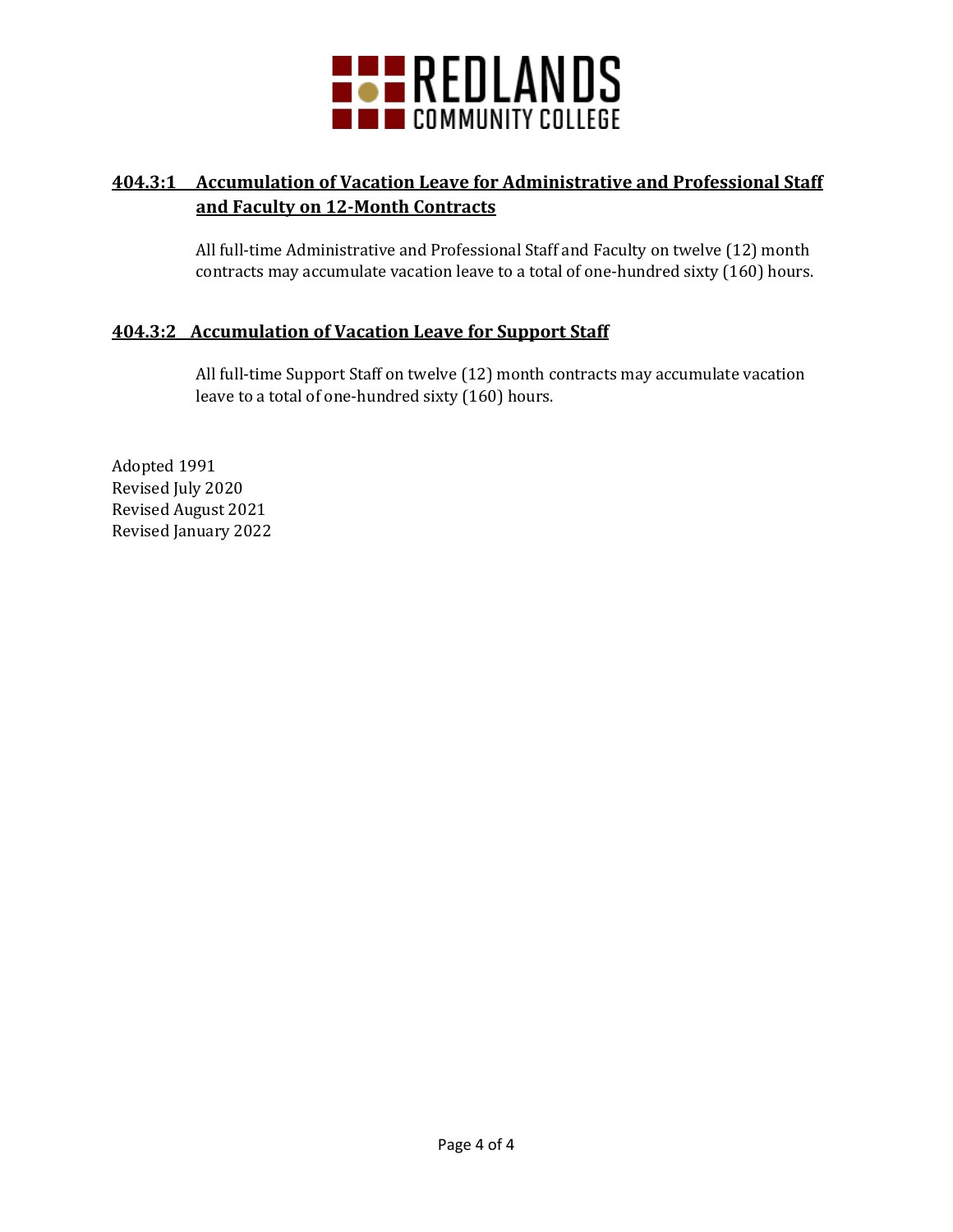REDLANDS COMMUNITY COLLEGE

### 404.3:1 Accumulation of Vacation Leave for Administrative and Professional Staff and Faculty on 12-Month Contracts

All full-time Administrative and Professional Staff and Faculty on twelve (12) month contracts may accumulate vacation leave to a total of one-hundred sixty (160) hours.

### 404.3:2 Accumulation of Vacation Leave for Support Staff

All full-time Support Staff on twelve (12) month contracts may accumulate vacation leave to a total of one-hundred sixty (160) hours.

Adopted 1991
Revised July 2020
Revised August 2021
Revised January 2022